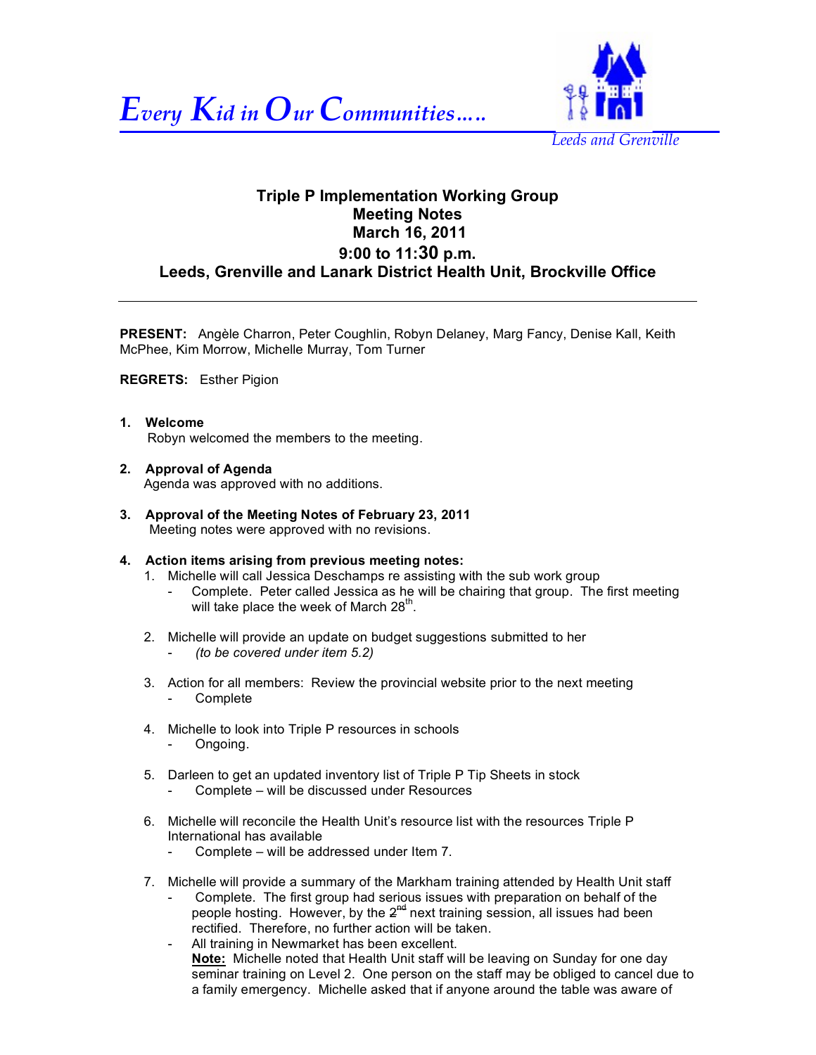*Every Kid in Our Communities…..*

*Leeds and Grenville*

# Triple P Implementation Working Group
## Meeting Notes
## March 16, 2011
## 9:00 to 11:30 p.m.
## Leeds, Grenville and Lanark District Health Unit, Brockville Office

---

**PRESENT:** Angèle Charron, Peter Coughlin, Robyn Delaney, Marg Fancy, Denise Kall, Keith McPhee, Kim Morrow, Michelle Murray, Tom Turner

**REGRETS:** Esther Pigion

**1. Welcome**
Robyn welcomed the members to the meeting.

**2. Approval of Agenda**
Agenda was approved with no additions.

**3. Approval of the Meeting Notes of February 23, 2011**
Meeting notes were approved with no revisions.

**4. Action items arising from previous meeting notes:**

1. Michelle will call Jessica Deschamps re assisting with the sub work group
   - Complete. Peter called Jessica as he will be chairing that group. The first meeting will take place the week of March 28th.
2. Michelle will provide an update on budget suggestions submitted to her
   - *(to be covered under item 5.2)*
3. Action for all members: Review the provincial website prior to the next meeting
   - Complete
4. Michelle to look into Triple P resources in schools
   - Ongoing.
5. Darleen to get an updated inventory list of Triple P Tip Sheets in stock
   - Complete – will be discussed under Resources
6. Michelle will reconcile the Health Unit's resource list with the resources Triple P International has available
   - Complete – will be addressed under Item 7.
7. Michelle will provide a summary of the Markham training attended by Health Unit staff
   - Complete. The first group had serious issues with preparation on behalf of the people hosting. However, by the 2nd next training session, all issues had been rectified. Therefore, no further action will be taken.
   - All training in Newmarket has been excellent.
   **Note:** Michelle noted that Health Unit staff will be leaving on Sunday for one day seminar training on Level 2. One person on the staff may be obliged to cancel due to a family emergency. Michelle asked that if anyone around the table was aware of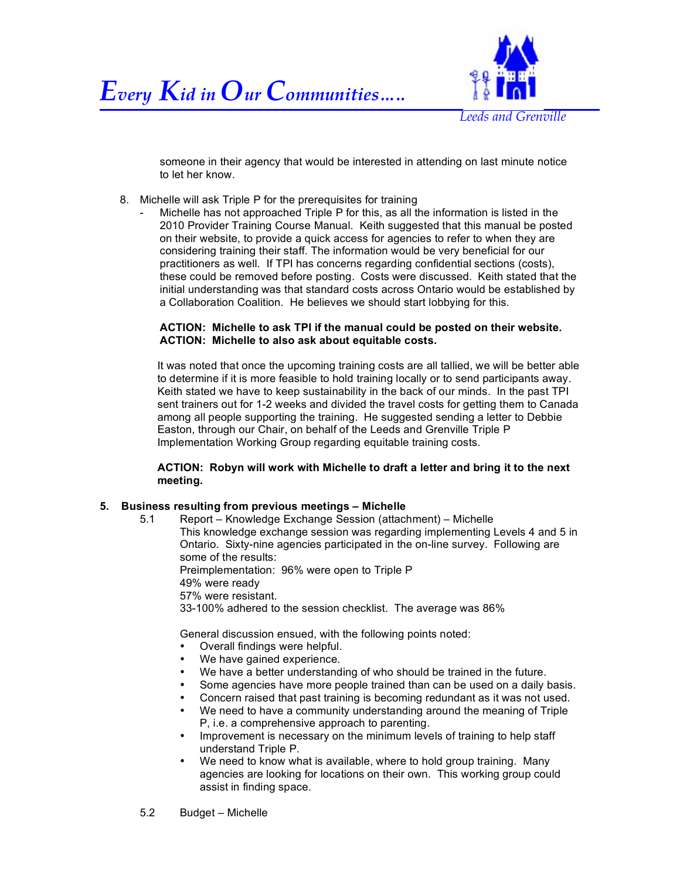someone in their agency that would be interested in attending on last minute notice to let her know.

8. Michelle will ask Triple P for the prerequisites for training
   - Michelle has not approached Triple P for this, as all the information is listed in the 2010 Provider Training Course Manual. Keith suggested that this manual be posted on their website, to provide a quick access for agencies to refer to when they are considering training their staff. The information would be very beneficial for our practitioners as well. If TPI has concerns regarding confidential sections (costs), these could be removed before posting. Costs were discussed. Keith stated that the initial understanding was that standard costs across Ontario would be established by a Collaboration Coalition. He believes we should start lobbying for this.

   **ACTION: Michelle to ask TPI if the manual could be posted on their website.**
   **ACTION: Michelle to also ask about equitable costs.**

   It was noted that once the upcoming training costs are all tallied, we will be better able to determine if it is more feasible to hold training locally or to send participants away. Keith stated we have to keep sustainability in the back of our minds. In the past TPI sent trainers out for 1-2 weeks and divided the travel costs for getting them to Canada among all people supporting the training. He suggested sending a letter to Debbie Easton, through our Chair, on behalf of the Leeds and Grenville Triple P Implementation Working Group regarding equitable training costs.

   **ACTION: Robyn will work with Michelle to draft a letter and bring it to the next meeting.**

**5. Business resulting from previous meetings – Michelle**

5.1 Report – Knowledge Exchange Session (attachment) – Michelle

This knowledge exchange session was regarding implementing Levels 4 and 5 in Ontario. Sixty-nine agencies participated in the on-line survey. Following are some of the results:
Preimplementation: 96% were open to Triple P
49% were ready
57% were resistant.
33-100% adhered to the session checklist. The average was 86%

General discussion ensued, with the following points noted:

- Overall findings were helpful.
- We have gained experience.
- We have a better understanding of who should be trained in the future.
- Some agencies have more people trained than can be used on a daily basis.
- Concern raised that past training is becoming redundant as it was not used.
- We need to have a community understanding around the meaning of Triple P, i.e. a comprehensive approach to parenting.
- Improvement is necessary on the minimum levels of training to help staff understand Triple P.
- We need to know what is available, where to hold group training. Many agencies are looking for locations on their own. This working group could assist in finding space.

5.2 Budget – Michelle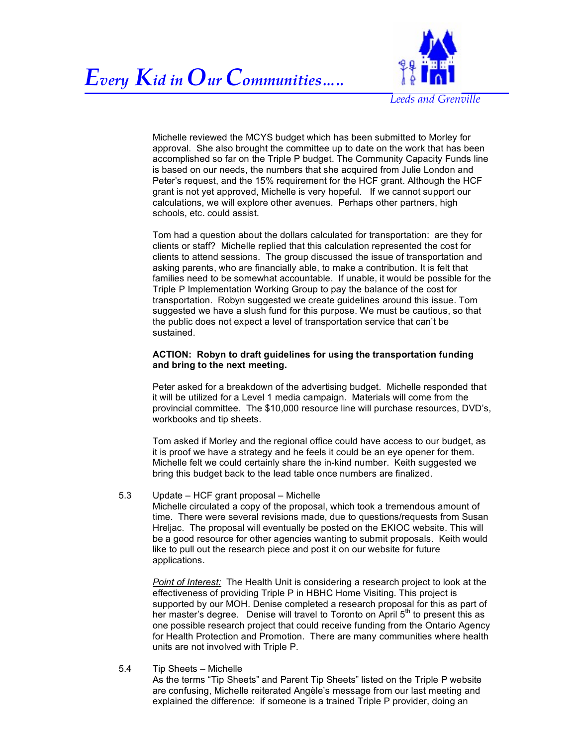Michelle reviewed the MCYS budget which has been submitted to Morley for approval. She also brought the committee up to date on the work that has been accomplished so far on the Triple P budget. The Community Capacity Funds line is based on our needs, the numbers that she acquired from Julie London and Peter's request, and the 15% requirement for the HCF grant. Although the HCF grant is not yet approved, Michelle is very hopeful. If we cannot support our calculations, we will explore other avenues. Perhaps other partners, high schools, etc. could assist.

Tom had a question about the dollars calculated for transportation: are they for clients or staff? Michelle replied that this calculation represented the cost for clients to attend sessions. The group discussed the issue of transportation and asking parents, who are financially able, to make a contribution. It is felt that families need to be somewhat accountable. If unable, it would be possible for the Triple P Implementation Working Group to pay the balance of the cost for transportation. Robyn suggested we create guidelines around this issue. Tom suggested we have a slush fund for this purpose. We must be cautious, so that the public does not expect a level of transportation service that can't be sustained.

**ACTION: Robyn to draft guidelines for using the transportation funding and bring to the next meeting.**

Peter asked for a breakdown of the advertising budget. Michelle responded that it will be utilized for a Level 1 media campaign. Materials will come from the provincial committee. The $10,000 resource line will purchase resources, DVD's, workbooks and tip sheets.

Tom asked if Morley and the regional office could have access to our budget, as it is proof we have a strategy and he feels it could be an eye opener for them. Michelle felt we could certainly share the in-kind number. Keith suggested we bring this budget back to the lead table once numbers are finalized.

5.3 Update – HCF grant proposal – Michelle

Michelle circulated a copy of the proposal, which took a tremendous amount of time. There were several revisions made, due to questions/requests from Susan Hreljac. The proposal will eventually be posted on the EKIOC website. This will be a good resource for other agencies wanting to submit proposals. Keith would like to pull out the research piece and post it on our website for future applications.

<u>*Point of Interest:*</u> The Health Unit is considering a research project to look at the effectiveness of providing Triple P in HBHC Home Visiting. This project is supported by our MOH. Denise completed a research proposal for this as part of her master's degree. Denise will travel to Toronto on April 5th to present this as one possible research project that could receive funding from the Ontario Agency for Health Protection and Promotion. There are many communities where health units are not involved with Triple P.

5.4 Tip Sheets – Michelle

As the terms "Tip Sheets" and Parent Tip Sheets" listed on the Triple P website are confusing, Michelle reiterated Angèle's message from our last meeting and explained the difference: if someone is a trained Triple P provider, doing an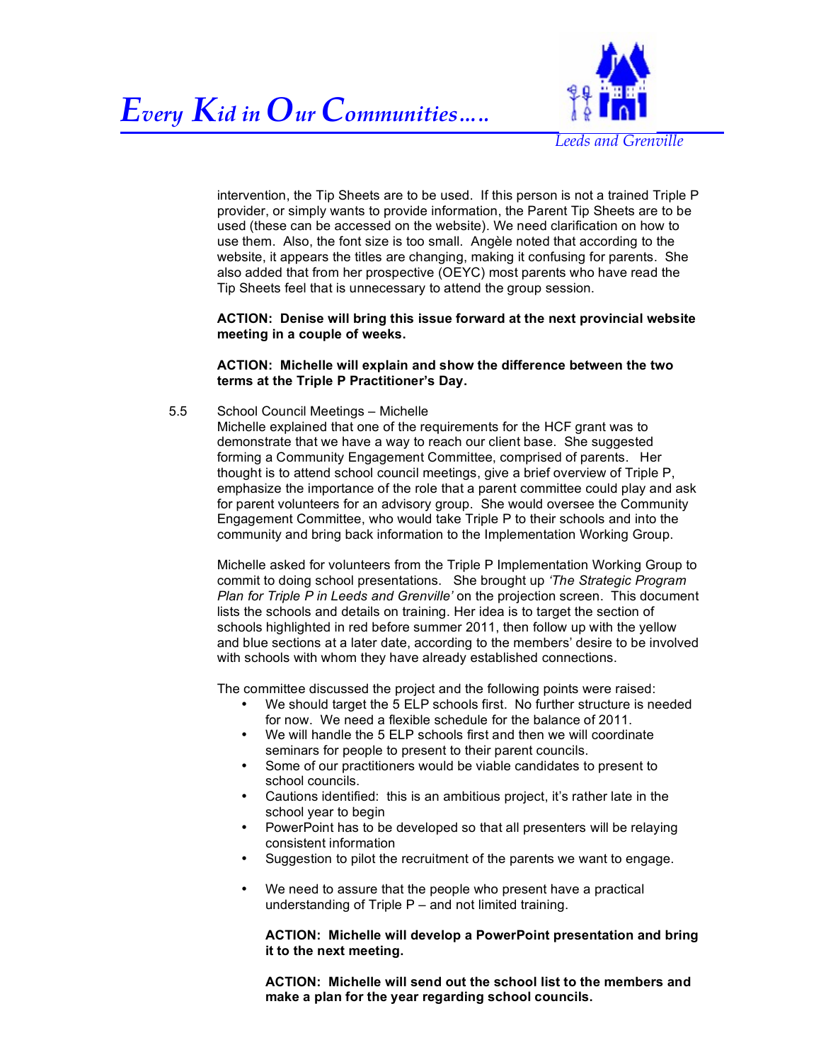intervention, the Tip Sheets are to be used. If this person is not a trained Triple P provider, or simply wants to provide information, the Parent Tip Sheets are to be used (these can be accessed on the website). We need clarification on how to use them. Also, the font size is too small. Angèle noted that according to the website, it appears the titles are changing, making it confusing for parents. She also added that from her prospective (OEYC) most parents who have read the Tip Sheets feel that is unnecessary to attend the group session.

**ACTION: Denise will bring this issue forward at the next provincial website meeting in a couple of weeks.**

**ACTION: Michelle will explain and show the difference between the two terms at the Triple P Practitioner's Day.**

5.5 School Council Meetings – Michelle

Michelle explained that one of the requirements for the HCF grant was to demonstrate that we have a way to reach our client base. She suggested forming a Community Engagement Committee, comprised of parents. Her thought is to attend school council meetings, give a brief overview of Triple P, emphasize the importance of the role that a parent committee could play and ask for parent volunteers for an advisory group. She would oversee the Community Engagement Committee, who would take Triple P to their schools and into the community and bring back information to the Implementation Working Group.

Michelle asked for volunteers from the Triple P Implementation Working Group to commit to doing school presentations. She brought up *'The Strategic Program Plan for Triple P in Leeds and Grenville'* on the projection screen. This document lists the schools and details on training. Her idea is to target the section of schools highlighted in red before summer 2011, then follow up with the yellow and blue sections at a later date, according to the members' desire to be involved with schools with whom they have already established connections.

The committee discussed the project and the following points were raised:

- We should target the 5 ELP schools first. No further structure is needed for now. We need a flexible schedule for the balance of 2011.
- We will handle the 5 ELP schools first and then we will coordinate seminars for people to present to their parent councils.
- Some of our practitioners would be viable candidates to present to school councils.
- Cautions identified: this is an ambitious project, it's rather late in the school year to begin
- PowerPoint has to be developed so that all presenters will be relaying consistent information
- Suggestion to pilot the recruitment of the parents we want to engage.
- We need to assure that the people who present have a practical understanding of Triple P – and not limited training.

**ACTION: Michelle will develop a PowerPoint presentation and bring it to the next meeting.**

**ACTION: Michelle will send out the school list to the members and make a plan for the year regarding school councils.**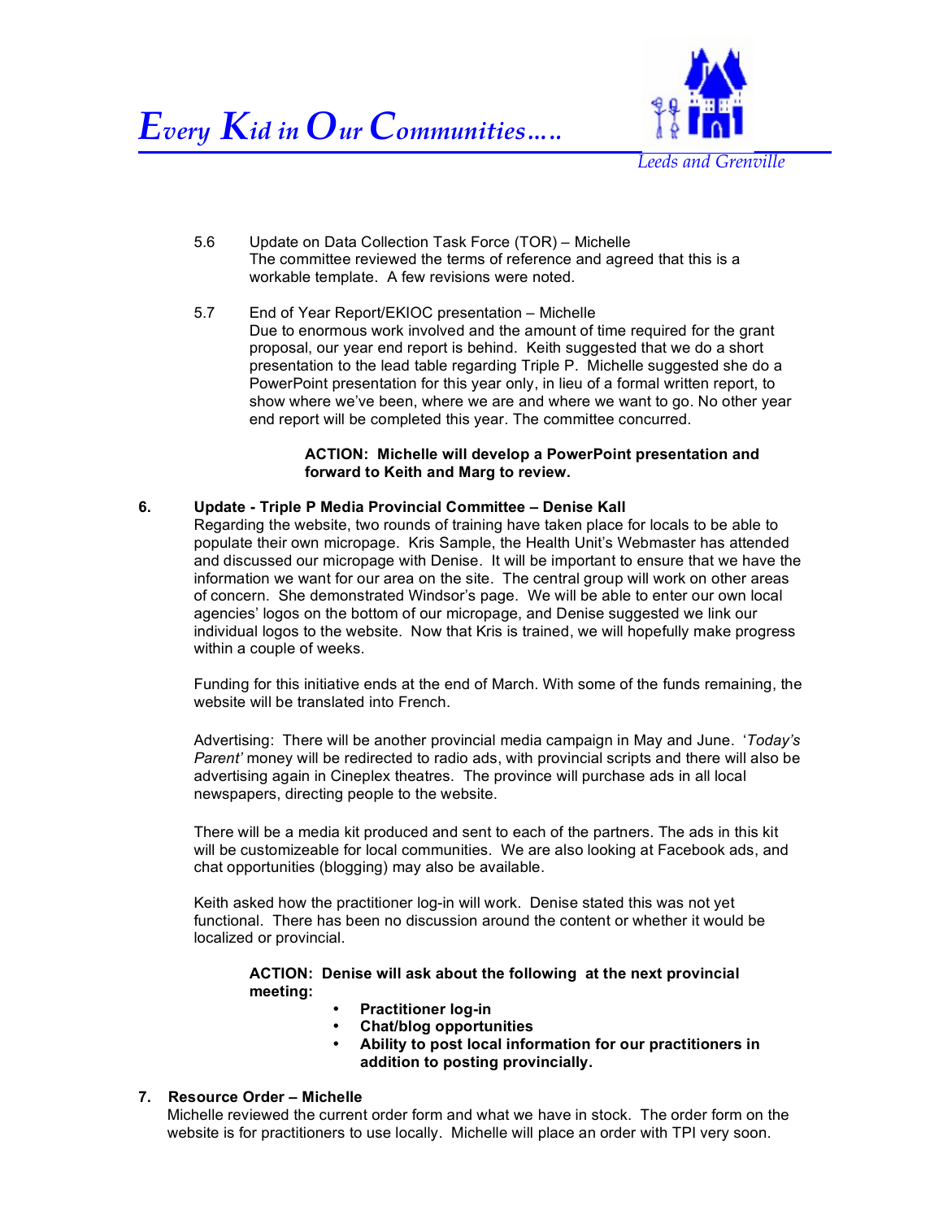5.6 Update on Data Collection Task Force (TOR) – Michelle
The committee reviewed the terms of reference and agreed that this is a workable template. A few revisions were noted.

5.7 End of Year Report/EKIOC presentation – Michelle
Due to enormous work involved and the amount of time required for the grant proposal, our year end report is behind. Keith suggested that we do a short presentation to the lead table regarding Triple P. Michelle suggested she do a PowerPoint presentation for this year only, in lieu of a formal written report, to show where we've been, where we are and where we want to go. No other year end report will be completed this year. The committee concurred.

**ACTION: Michelle will develop a PowerPoint presentation and forward to Keith and Marg to review.**

**6. Update - Triple P Media Provincial Committee – Denise Kall**

Regarding the website, two rounds of training have taken place for locals to be able to populate their own micropage. Kris Sample, the Health Unit's Webmaster has attended and discussed our micropage with Denise. It will be important to ensure that we have the information we want for our area on the site. The central group will work on other areas of concern. She demonstrated Windsor's page. We will be able to enter our own local agencies' logos on the bottom of our micropage, and Denise suggested we link our individual logos to the website. Now that Kris is trained, we will hopefully make progress within a couple of weeks.

Funding for this initiative ends at the end of March. With some of the funds remaining, the website will be translated into French.

Advertising: There will be another provincial media campaign in May and June. '*Today's Parent'* money will be redirected to radio ads, with provincial scripts and there will also be advertising again in Cineplex theatres. The province will purchase ads in all local newspapers, directing people to the website.

There will be a media kit produced and sent to each of the partners. The ads in this kit will be customizeable for local communities. We are also looking at Facebook ads, and chat opportunities (blogging) may also be available.

Keith asked how the practitioner log-in will work. Denise stated this was not yet functional. There has been no discussion around the content or whether it would be localized or provincial.

**ACTION: Denise will ask about the following at the next provincial meeting:**

- **Practitioner log-in**
- **Chat/blog opportunities**
- **Ability to post local information for our practitioners in addition to posting provincially.**

**7. Resource Order – Michelle**

Michelle reviewed the current order form and what we have in stock. The order form on the website is for practitioners to use locally. Michelle will place an order with TPI very soon.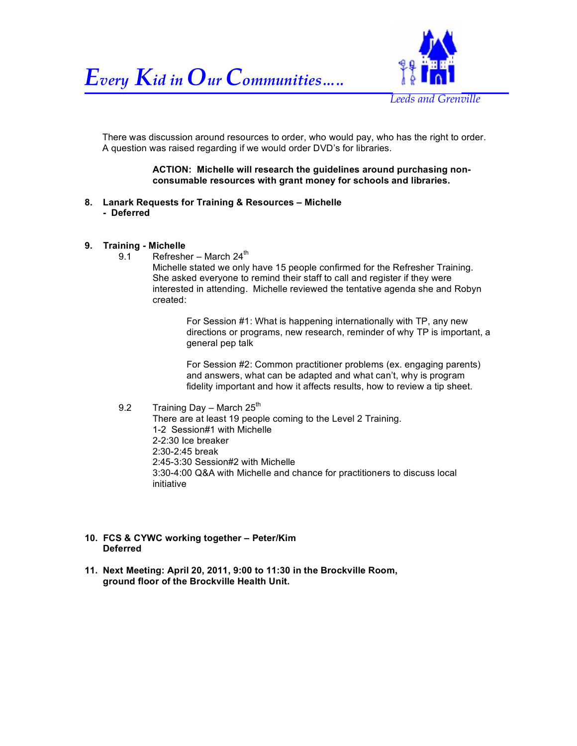There was discussion around resources to order, who would pay, who has the right to order. A question was raised regarding if we would order DVD's for libraries.

**ACTION: Michelle will research the guidelines around purchasing non-consumable resources with grant money for schools and libraries.**

**8. Lanark Requests for Training & Resources – Michelle**
**- Deferred**

**9. Training - Michelle**

9.1 Refresher – March 24th

Michelle stated we only have 15 people confirmed for the Refresher Training. She asked everyone to remind their staff to call and register if they were interested in attending. Michelle reviewed the tentative agenda she and Robyn created:

For Session #1: What is happening internationally with TP, any new directions or programs, new research, reminder of why TP is important, a general pep talk

For Session #2: Common practitioner problems (ex. engaging parents) and answers, what can be adapted and what can't, why is program fidelity important and how it affects results, how to review a tip sheet.

9.2 Training Day – March 25th

There are at least 19 people coming to the Level 2 Training.
1-2 Session#1 with Michelle
2-2:30 Ice breaker
2:30-2:45 break
2:45-3:30 Session#2 with Michelle
3:30-4:00 Q&A with Michelle and chance for practitioners to discuss local initiative

**10. FCS & CYWC working together – Peter/Kim**
**Deferred**

**11. Next Meeting: April 20, 2011, 9:00 to 11:30 in the Brockville Room, ground floor of the Brockville Health Unit.**